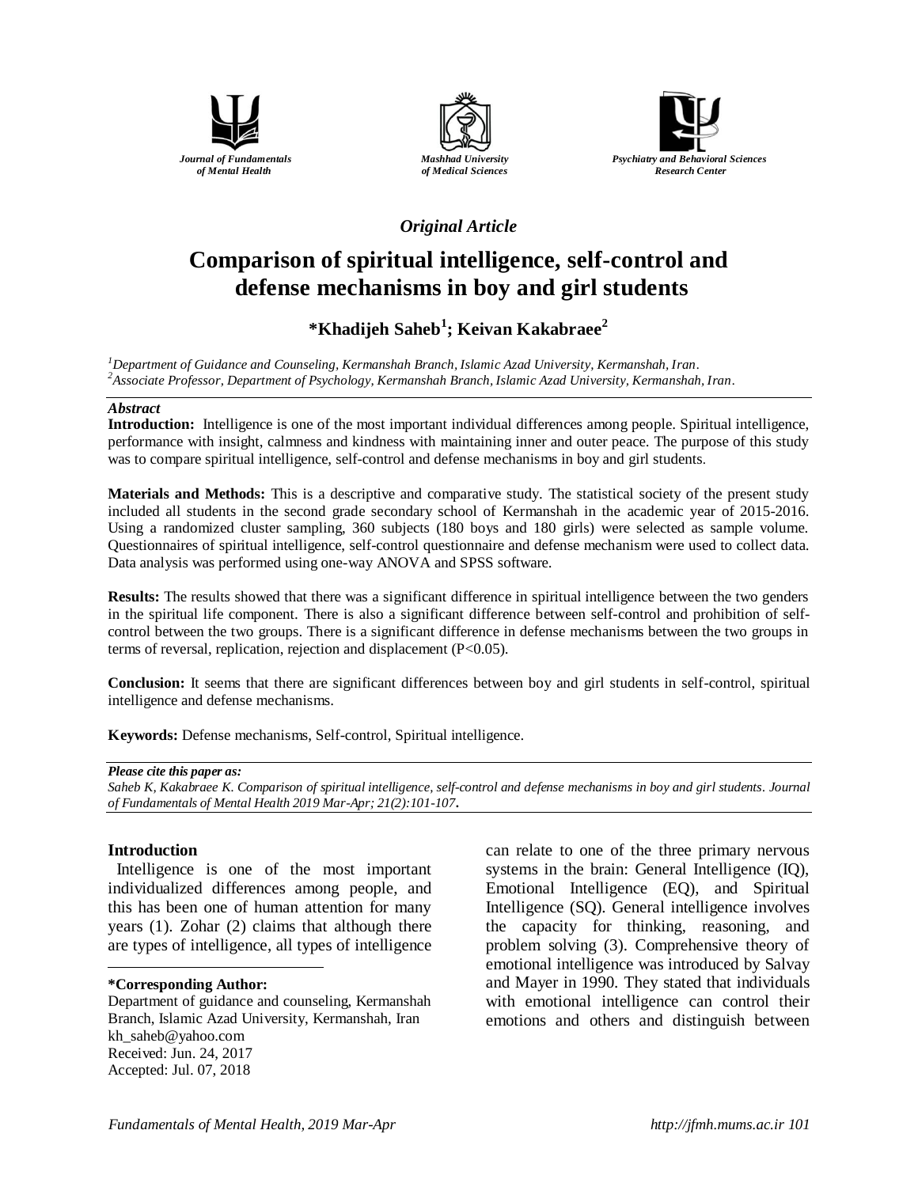*Journal of Fundamentals of Mental Health*

*Mashhad University of Medical Sciences*

*Psychiatry and Behavioral Sciences Research Center*

*Original Article*

# Comparison of spiritual intelligence, self-control and defense mechanisms in boy and girl students

**\*Khadijeh Saheb[1]; Keivan Kakabraee[2]**

[1]*Department of Guidance and Counseling, Kermanshah Branch, Islamic Azad University, Kermanshah, Iran.*
[2]*Associate Professor, Department of Psychology, Kermanshah Branch, Islamic Azad University, Kermanshah, Iran.*

***Abstract***

**Introduction:** Intelligence is one of the most important individual differences among people. Spiritual intelligence, performance with insight, calmness and kindness with maintaining inner and outer peace. The purpose of this study was to compare spiritual intelligence, self-control and defense mechanisms in boy and girl students.

**Materials and Methods:** This is a descriptive and comparative study. The statistical society of the present study included all students in the second grade secondary school of Kermanshah in the academic year of 2015-2016. Using a randomized cluster sampling, 360 subjects (180 boys and 180 girls) were selected as sample volume. Questionnaires of spiritual intelligence, self-control questionnaire and defense mechanism were used to collect data. Data analysis was performed using one-way ANOVA and SPSS software.

**Results:** The results showed that there was a significant difference in spiritual intelligence between the two genders in the spiritual life component. There is also a significant difference between self-control and prohibition of self-control between the two groups. There is a significant difference in defense mechanisms between the two groups in terms of reversal, replication, rejection and displacement ($P<0.05$).

**Conclusion:** It seems that there are significant differences between boy and girl students in self-control, spiritual intelligence and defense mechanisms.

**Keywords:** Defense mechanisms, Self-control, Spiritual intelligence.

***Please cite this paper as:***
*Saheb K, Kakabraee K. Comparison of spiritual intelligence, self-control and defense mechanisms in boy and girl students. Journal of Fundamentals of Mental Health 2019 Mar-Apr; 21(2):101-107***.**

## Introduction

Intelligence is one of the most important individualized differences among people, and this has been one of human attention for many years (1). Zohar (2) claims that although there are types of intelligence, all types of intelligence can relate to one of the three primary nervous systems in the brain: General Intelligence (IQ), Emotional Intelligence (EQ), and Spiritual Intelligence (SQ). General intelligence involves the capacity for thinking, reasoning, and problem solving (3). Comprehensive theory of emotional intelligence was introduced by Salvay and Mayer in 1990. They stated that individuals with emotional intelligence can control their emotions and others and distinguish between

**\*Corresponding Author:**
Department of guidance and counseling, Kermanshah Branch, Islamic Azad University, Kermanshah, Iran
kh_saheb@yahoo.com
Received: Jun. 24, 2017
Accepted: Jul. 07, 2018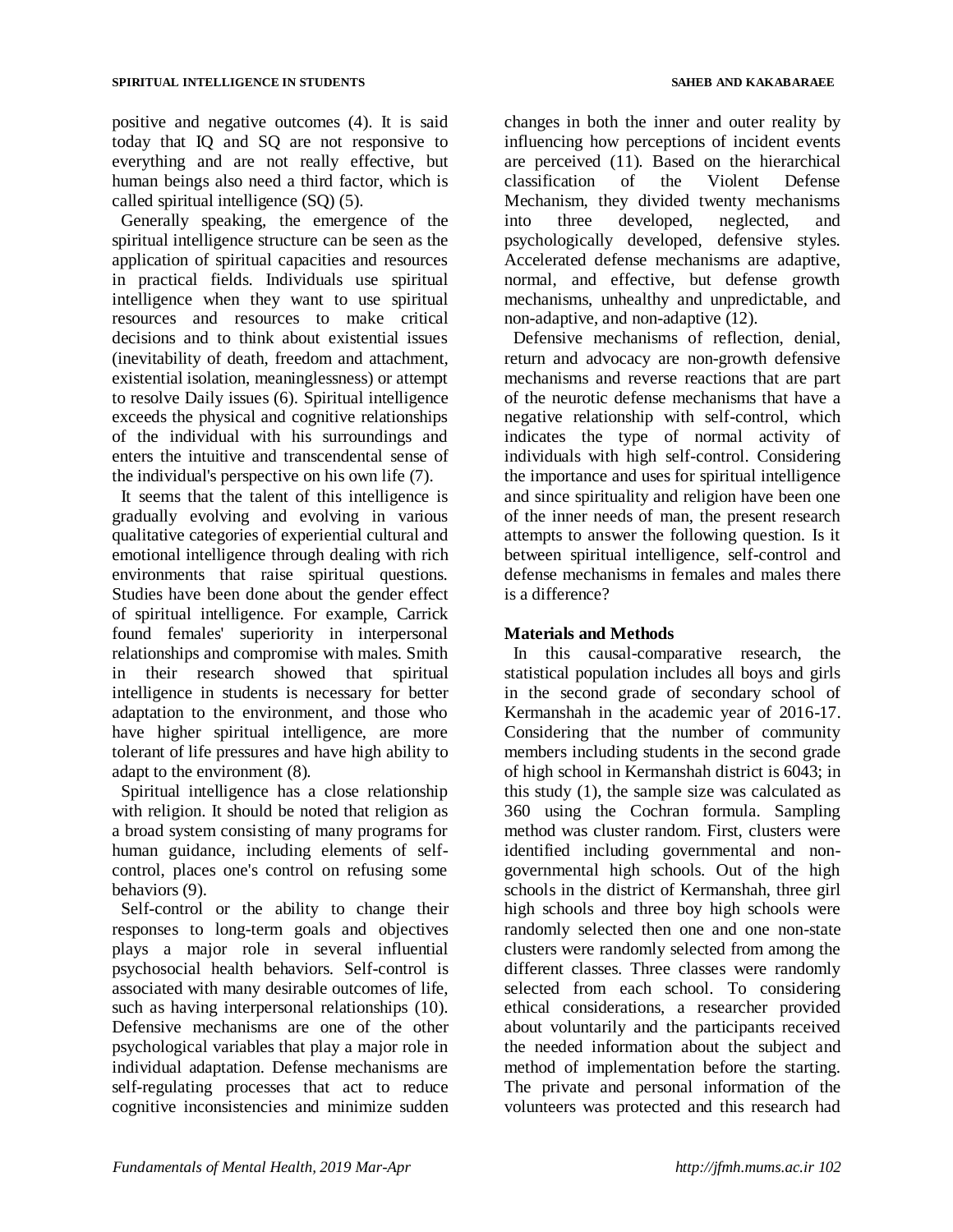positive and negative outcomes (4). It is said today that IQ and SQ are not responsive to everything and are not really effective, but human beings also need a third factor, which is called spiritual intelligence (SQ) (5).

Generally speaking, the emergence of the spiritual intelligence structure can be seen as the application of spiritual capacities and resources in practical fields. Individuals use spiritual intelligence when they want to use spiritual resources and resources to make critical decisions and to think about existential issues (inevitability of death, freedom and attachment, existential isolation, meaninglessness) or attempt to resolve Daily issues (6). Spiritual intelligence exceeds the physical and cognitive relationships of the individual with his surroundings and enters the intuitive and transcendental sense of the individual's perspective on his own life (7).

It seems that the talent of this intelligence is gradually evolving and evolving in various qualitative categories of experiential cultural and emotional intelligence through dealing with rich environments that raise spiritual questions. Studies have been done about the gender effect of spiritual intelligence. For example, Carrick found females' superiority in interpersonal relationships and compromise with males. Smith in their research showed that spiritual intelligence in students is necessary for better adaptation to the environment, and those who have higher spiritual intelligence, are more tolerant of life pressures and have high ability to adapt to the environment (8).

Spiritual intelligence has a close relationship with religion. It should be noted that religion as a broad system consisting of many programs for human guidance, including elements of self-control, places one's control on refusing some behaviors (9).

Self-control or the ability to change their responses to long-term goals and objectives plays a major role in several influential psychosocial health behaviors. Self-control is associated with many desirable outcomes of life, such as having interpersonal relationships (10). Defensive mechanisms are one of the other psychological variables that play a major role in individual adaptation. Defense mechanisms are self-regulating processes that act to reduce cognitive inconsistencies and minimize sudden changes in both the inner and outer reality by influencing how perceptions of incident events are perceived (11). Based on the hierarchical classification of the Violent Defense Mechanism, they divided twenty mechanisms into three developed, neglected, and psychologically developed, defensive styles. Accelerated defense mechanisms are adaptive, normal, and effective, but defense growth mechanisms, unhealthy and unpredictable, and non-adaptive, and non-adaptive (12).

Defensive mechanisms of reflection, denial, return and advocacy are non-growth defensive mechanisms and reverse reactions that are part of the neurotic defense mechanisms that have a negative relationship with self-control, which indicates the type of normal activity of individuals with high self-control. Considering the importance and uses for spiritual intelligence and since spirituality and religion have been one of the inner needs of man, the present research attempts to answer the following question. Is it between spiritual intelligence, self-control and defense mechanisms in females and males there is a difference?

## Materials and Methods

In this causal-comparative research, the statistical population includes all boys and girls in the second grade of secondary school of Kermanshah in the academic year of 2016-17. Considering that the number of community members including students in the second grade of high school in Kermanshah district is 6043; in this study (1), the sample size was calculated as 360 using the Cochran formula. Sampling method was cluster random. First, clusters were identified including governmental and non-governmental high schools. Out of the high schools in the district of Kermanshah, three girl high schools and three boy high schools were randomly selected then one and one non-state clusters were randomly selected from among the different classes. Three classes were randomly selected from each school. To considering ethical considerations, a researcher provided about voluntarily and the participants received the needed information about the subject and method of implementation before the starting. The private and personal information of the volunteers was protected and this research had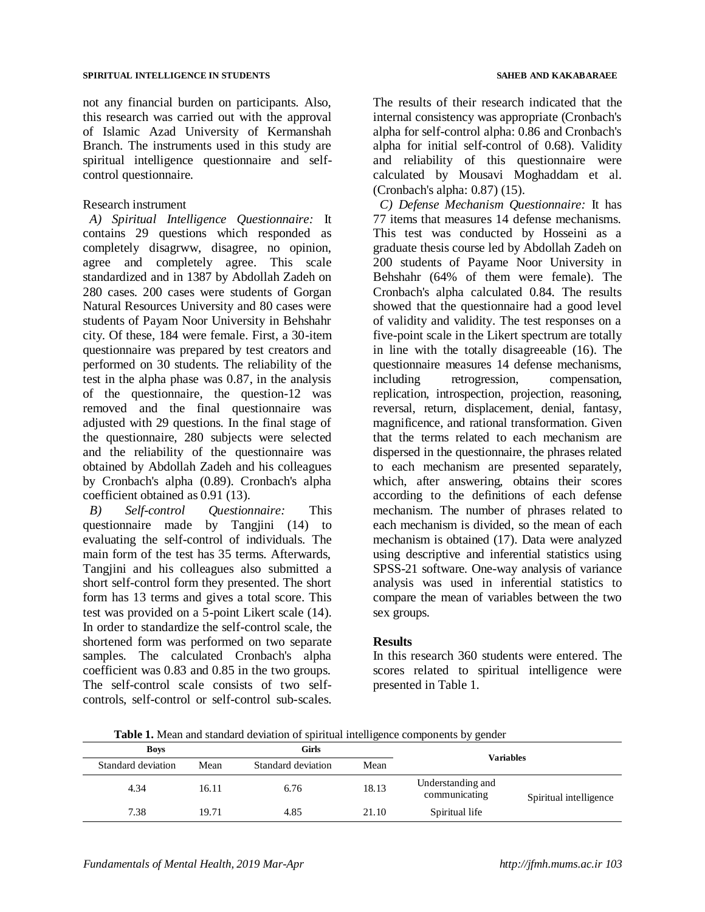not any financial burden on participants. Also, this research was carried out with the approval of Islamic Azad University of Kermanshah Branch. The instruments used in this study are spiritual intelligence questionnaire and self-control questionnaire.

Research instrument

*A) Spiritual Intelligence Questionnaire:* It contains 29 questions which responded as completely disagrww, disagree, no opinion, agree and completely agree. This scale standardized and in 1387 by Abdollah Zadeh on 280 cases. 200 cases were students of Gorgan Natural Resources University and 80 cases were students of Payam Noor University in Behshahr city. Of these, 184 were female. First, a 30-item questionnaire was prepared by test creators and performed on 30 students. The reliability of the test in the alpha phase was 0.87, in the analysis of the questionnaire, the question-12 was removed and the final questionnaire was adjusted with 29 questions. In the final stage of the questionnaire, 280 subjects were selected and the reliability of the questionnaire was obtained by Abdollah Zadeh and his colleagues by Cronbach's alpha (0.89). Cronbach's alpha coefficient obtained as 0.91 (13).

*B) Self-control Questionnaire:* This questionnaire made by Tangjini (14) to evaluating the self-control of individuals. The main form of the test has 35 terms. Afterwards, Tangjini and his colleagues also submitted a short self-control form they presented. The short form has 13 terms and gives a total score. This test was provided on a 5-point Likert scale (14). In order to standardize the self-control scale, the shortened form was performed on two separate samples. The calculated Cronbach's alpha coefficient was 0.83 and 0.85 in the two groups. The self-control scale consists of two self-controls, self-control or self-control sub-scales. The results of their research indicated that the internal consistency was appropriate (Cronbach's alpha for self-control alpha: 0.86 and Cronbach's alpha for initial self-control of 0.68). Validity and reliability of this questionnaire were calculated by Mousavi Moghaddam et al. (Cronbach's alpha: 0.87) (15).

*C) Defense Mechanism Questionnaire:* It has 77 items that measures 14 defense mechanisms. This test was conducted by Hosseini as a graduate thesis course led by Abdollah Zadeh on 200 students of Payame Noor University in Behshahr (64% of them were female). The Cronbach's alpha calculated 0.84. The results showed that the questionnaire had a good level of validity and validity. The test responses on a five-point scale in the Likert spectrum are totally in line with the totally disagreeable (16). The questionnaire measures 14 defense mechanisms, including retrogression, compensation, replication, introspection, projection, reasoning, reversal, return, displacement, denial, fantasy, magnificence, and rational transformation. Given that the terms related to each mechanism are dispersed in the questionnaire, the phrases related to each mechanism are presented separately, which, after answering, obtains their scores according to the definitions of each defense mechanism. The number of phrases related to each mechanism is divided, so the mean of each mechanism is obtained (17). Data were analyzed using descriptive and inferential statistics using SPSS-21 software. One-way analysis of variance analysis was used in inferential statistics to compare the mean of variables between the two sex groups.

## Results

In this research 360 students were entered. The scores related to spiritual intelligence were presented in Table 1.

**Table 1.** Mean and standard deviation of spiritual intelligence components by gender

| Boys | | Girls | | Variables | |
|---|---|---|---|---|---|
| Standard deviation | Mean | Standard deviation | Mean | | |
| 4.34 | 16.11 | 6.76 | 18.13 | Understanding and communicating | Spiritual intelligence |
| 7.38 | 19.71 | 4.85 | 21.10 | Spiritual life | |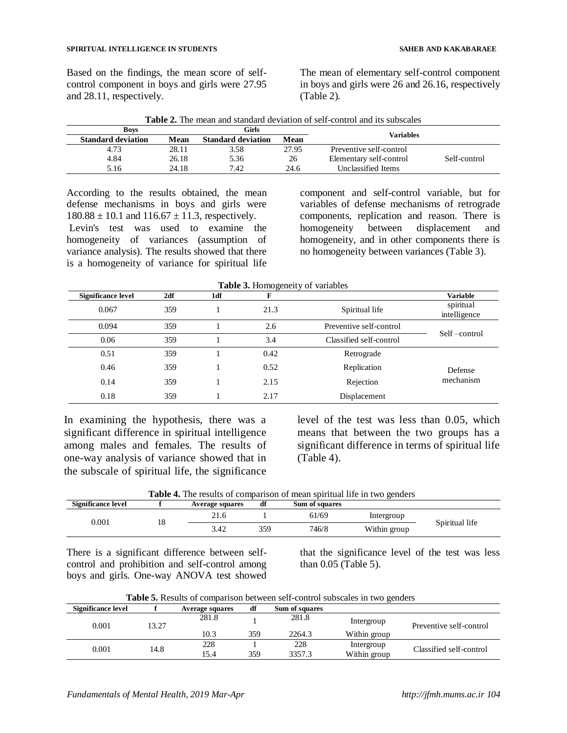Based on the findings, the mean score of self-control component in boys and girls were 27.95 and 28.11, respectively. The mean of elementary self-control component in boys and girls were 26 and 26.16, respectively (Table 2).

**Table 2.** The mean and standard deviation of self-control and its subscales

| Boys | | Girls | | Variables | |
|---|---|---|---|---|---|
| Standard deviation | Mean | Standard deviation | Mean | | |
| 4.73 | 28.11 | 3.58 | 27.95 | Preventive self-control | Self-control |
| 4.84 | 26.18 | 5.36 | 26 | Elementary self-control | |
| 5.16 | 24.18 | 7.42 | 24.6 | Unclassified Items | |

According to the results obtained, the mean defense mechanisms in boys and girls were $180.88 \pm 10.1$ and $116.67 \pm 11.3$, respectively.

Levin's test was used to examine the homogeneity of variances (assumption of variance analysis). The results showed that there is a homogeneity of variance for spiritual life component and self-control variable, but for variables of defense mechanisms of retrograde components, replication and reason. There is homogeneity between displacement and homogeneity, and in other components there is no homogeneity between variances (Table 3).

**Table 3.** Homogeneity of variables

| Significance level | 2df | 1df | F | | Variable |
|---|---|---|---|---|---|
| 0.067 | 359 | 1 | 21.3 | Spiritual life | spiritual intelligence |
| 0.094 | 359 | 1 | 2.6 | Preventive self-control | Self –control |
| 0.06 | 359 | 1 | 3.4 | Classified self-control | |
| 0.51 | 359 | 1 | 0.42 | Retrograde | Defense mechanism |
| 0.46 | 359 | 1 | 0.52 | Replication | |
| 0.14 | 359 | 1 | 2.15 | Rejection | |
| 0.18 | 359 | 1 | 2.17 | Displacement | |

In examining the hypothesis, there was a significant difference in spiritual intelligence among males and females. The results of one-way analysis of variance showed that in the subscale of spiritual life, the significance level of the test was less than 0.05, which means that between the two groups has a significant difference in terms of spiritual life (Table 4).

**Table 4.** The results of comparison of mean spiritual life in two genders

| Significance level | f | Average squares | df | Sum of squares | | |
|---|---|---|---|---|---|---|
| 0.001 | 18 | 21.6 | 1 | 61/69 | Intergroup | Spiritual life |
| | | 3.42 | 359 | 746/8 | Within group | |

There is a significant difference between self-control and prohibition and self-control among boys and girls. One-way ANOVA test showed that the significance level of the test was less than 0.05 (Table 5).

**Table 5.** Results of comparison between self-control subscales in two genders

| Significance level | f | Average squares | df | Sum of squares | | |
|---|---|---|---|---|---|---|
| 0.001 | 13.27 | 281.8 | 1 | 281.8 | Intergroup | Preventive self-control |
| | | 10.3 | 359 | 2264.3 | Within group | |
| 0.001 | 14.8 | 228 | 1 | 228 | Intergroup | Classified self-control |
| | | 15.4 | 359 | 3357.3 | Within group | |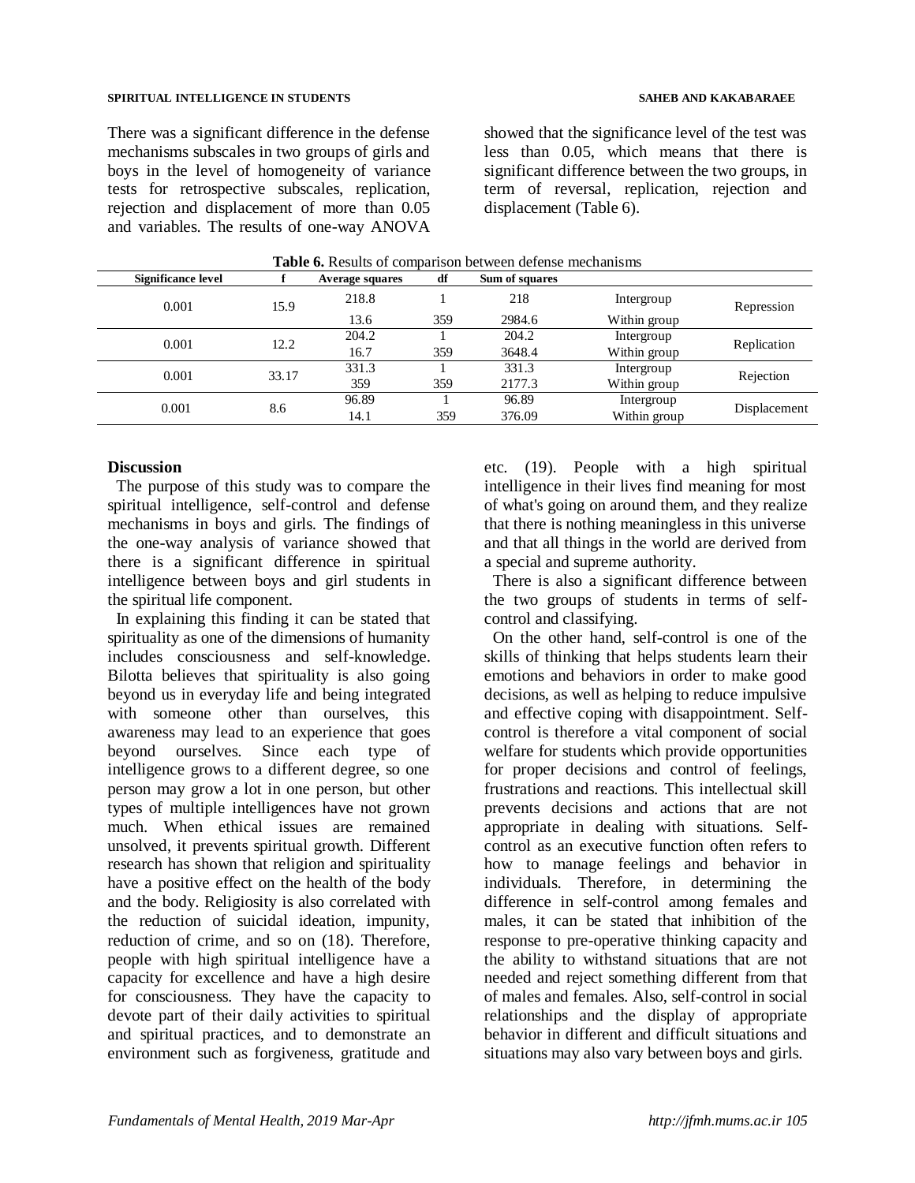There was a significant difference in the defense mechanisms subscales in two groups of girls and boys in the level of homogeneity of variance tests for retrospective subscales, replication, rejection and displacement of more than 0.05 and variables. The results of one-way ANOVA showed that the significance level of the test was less than 0.05, which means that there is significant difference between the two groups, in term of reversal, replication, rejection and displacement (Table 6).

**Table 6.** Results of comparison between defense mechanisms

| Significance level | f | Average squares | df | Sum of squares | | |
|---|---|---|---|---|---|---|
| 0.001 | 15.9 | 218.8 | 1 | 218 | Intergroup | Repression |
| | | 13.6 | 359 | 2984.6 | Within group | |
| 0.001 | 12.2 | 204.2 | 1 | 204.2 | Intergroup | Replication |
| | | 16.7 | 359 | 3648.4 | Within group | |
| 0.001 | 33.17 | 331.3 | 1 | 331.3 | Intergroup | Rejection |
| | | 359 | 359 | 2177.3 | Within group | |
| 0.001 | 8.6 | 96.89 | 1 | 96.89 | Intergroup | Displacement |
| | | 14.1 | 359 | 376.09 | Within group | |

## Discussion

The purpose of this study was to compare the spiritual intelligence, self-control and defense mechanisms in boys and girls. The findings of the one-way analysis of variance showed that there is a significant difference in spiritual intelligence between boys and girl students in the spiritual life component.

In explaining this finding it can be stated that spirituality as one of the dimensions of humanity includes consciousness and self-knowledge. Bilotta believes that spirituality is also going beyond us in everyday life and being integrated with someone other than ourselves, this awareness may lead to an experience that goes beyond ourselves. Since each type of intelligence grows to a different degree, so one person may grow a lot in one person, but other types of multiple intelligences have not grown much. When ethical issues are remained unsolved, it prevents spiritual growth. Different research has shown that religion and spirituality have a positive effect on the health of the body and the body. Religiosity is also correlated with the reduction of suicidal ideation, impunity, reduction of crime, and so on (18). Therefore, people with high spiritual intelligence have a capacity for excellence and have a high desire for consciousness. They have the capacity to devote part of their daily activities to spiritual and spiritual practices, and to demonstrate an environment such as forgiveness, gratitude and etc. (19). People with a high spiritual intelligence in their lives find meaning for most of what's going on around them, and they realize that there is nothing meaningless in this universe and that all things in the world are derived from a special and supreme authority.

There is also a significant difference between the two groups of students in terms of self-control and classifying.

On the other hand, self-control is one of the skills of thinking that helps students learn their emotions and behaviors in order to make good decisions, as well as helping to reduce impulsive and effective coping with disappointment. Self-control is therefore a vital component of social welfare for students which provide opportunities for proper decisions and control of feelings, frustrations and reactions. This intellectual skill prevents decisions and actions that are not appropriate in dealing with situations. Self-control as an executive function often refers to how to manage feelings and behavior in individuals. Therefore, in determining the difference in self-control among females and males, it can be stated that inhibition of the response to pre-operative thinking capacity and the ability to withstand situations that are not needed and reject something different from that of males and females. Also, self-control in social relationships and the display of appropriate behavior in different and difficult situations and situations may also vary between boys and girls.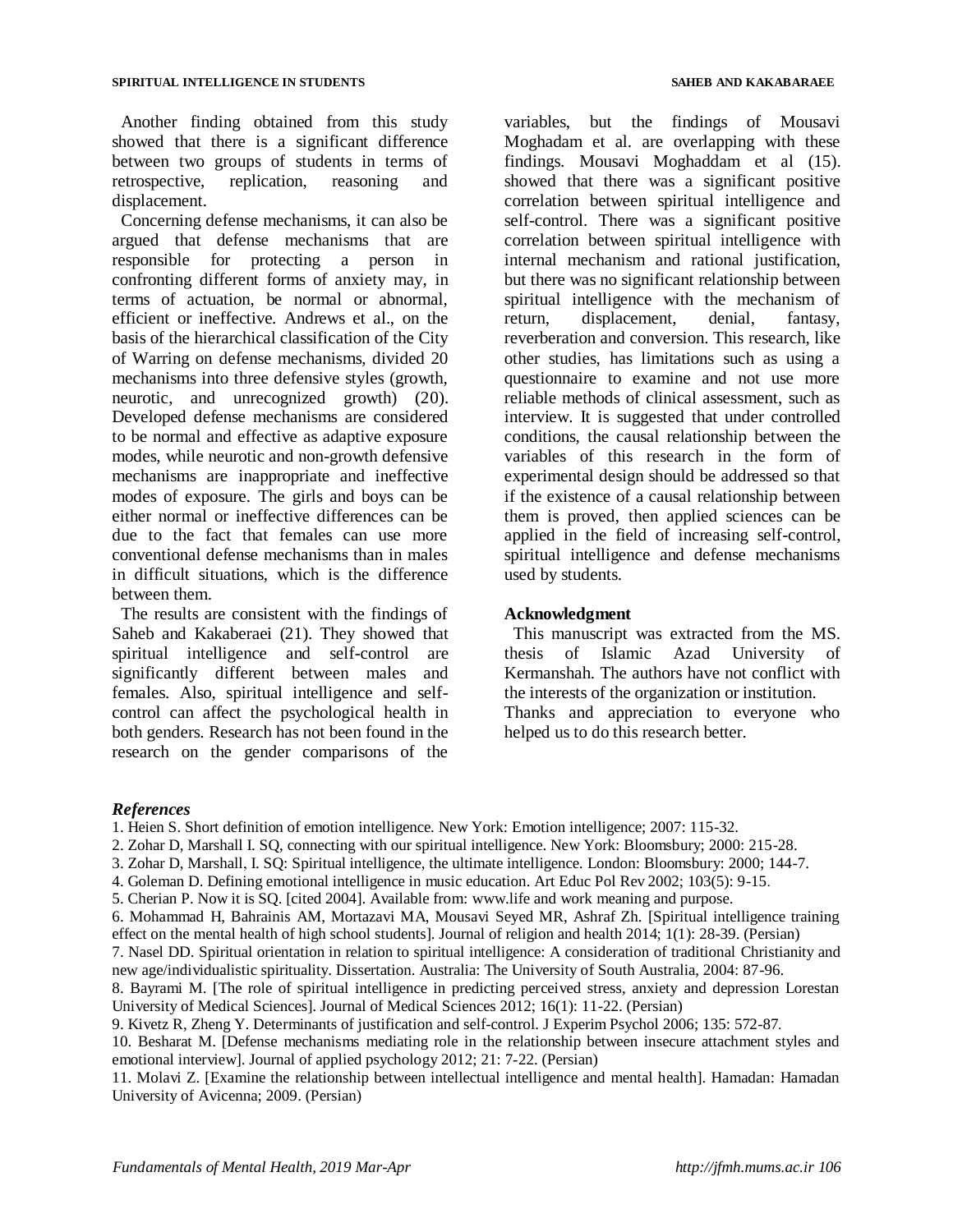Another finding obtained from this study showed that there is a significant difference between two groups of students in terms of retrospective, replication, reasoning and displacement.

Concerning defense mechanisms, it can also be argued that defense mechanisms that are responsible for protecting a person in confronting different forms of anxiety may, in terms of actuation, be normal or abnormal, efficient or ineffective. Andrews et al., on the basis of the hierarchical classification of the City of Warring on defense mechanisms, divided 20 mechanisms into three defensive styles (growth, neurotic, and unrecognized growth) (20). Developed defense mechanisms are considered to be normal and effective as adaptive exposure modes, while neurotic and non-growth defensive mechanisms are inappropriate and ineffective modes of exposure. The girls and boys can be either normal or ineffective differences can be due to the fact that females can use more conventional defense mechanisms than in males in difficult situations, which is the difference between them.

The results are consistent with the findings of Saheb and Kakaberaei (21). They showed that spiritual intelligence and self-control are significantly different between males and females. Also, spiritual intelligence and self-control can affect the psychological health in both genders. Research has not been found in the research on the gender comparisons of the variables, but the findings of Mousavi Moghadam et al. are overlapping with these findings. Mousavi Moghaddam et al (15). showed that there was a significant positive correlation between spiritual intelligence and self-control. There was a significant positive correlation between spiritual intelligence with internal mechanism and rational justification, but there was no significant relationship between spiritual intelligence with the mechanism of return, displacement, denial, fantasy, reverberation and conversion. This research, like other studies, has limitations such as using a questionnaire to examine and not use more reliable methods of clinical assessment, such as interview. It is suggested that under controlled conditions, the causal relationship between the variables of this research in the form of experimental design should be addressed so that if the existence of a causal relationship between them is proved, then applied sciences can be applied in the field of increasing self-control, spiritual intelligence and defense mechanisms used by students.

## Acknowledgment

This manuscript was extracted from the MS. thesis of Islamic Azad University of Kermanshah. The authors have not conflict with the interests of the organization or institution.
Thanks and appreciation to everyone who helped us to do this research better.

### *References*

1. Heien S. Short definition of emotion intelligence. New York: Emotion intelligence; 2007: 115-32.
2. Zohar D, Marshall I. SQ, connecting with our spiritual intelligence. New York: Bloomsbury; 2000: 215-28.
3. Zohar D, Marshall, I. SQ: Spiritual intelligence, the ultimate intelligence. London: Bloomsbury: 2000; 144-7.
4. Goleman D. Defining emotional intelligence in music education. Art Educ Pol Rev 2002; 103(5): 9-15.
5. Cherian P. Now it is SQ. [cited 2004]. Available from: www.life and work meaning and purpose.
6. Mohammad H, Bahrainis AM, Mortazavi MA, Mousavi Seyed MR, Ashraf Zh. [Spiritual intelligence training effect on the mental health of high school students]. Journal of religion and health 2014; 1(1): 28-39. (Persian)
7. Nasel DD. Spiritual orientation in relation to spiritual intelligence: A consideration of traditional Christianity and new age/individualistic spirituality. Dissertation. Australia: The University of South Australia, 2004: 87-96.
8. Bayrami M. [The role of spiritual intelligence in predicting perceived stress, anxiety and depression Lorestan University of Medical Sciences]. Journal of Medical Sciences 2012; 16(1): 11-22. (Persian)
9. Kivetz R, Zheng Y. Determinants of justification and self-control. J Experim Psychol 2006; 135: 572-87.
10. Besharat M. [Defense mechanisms mediating role in the relationship between insecure attachment styles and emotional interview]. Journal of applied psychology 2012; 21: 7-22. (Persian)
11. Molavi Z. [Examine the relationship between intellectual intelligence and mental health]. Hamadan: Hamadan University of Avicenna; 2009. (Persian)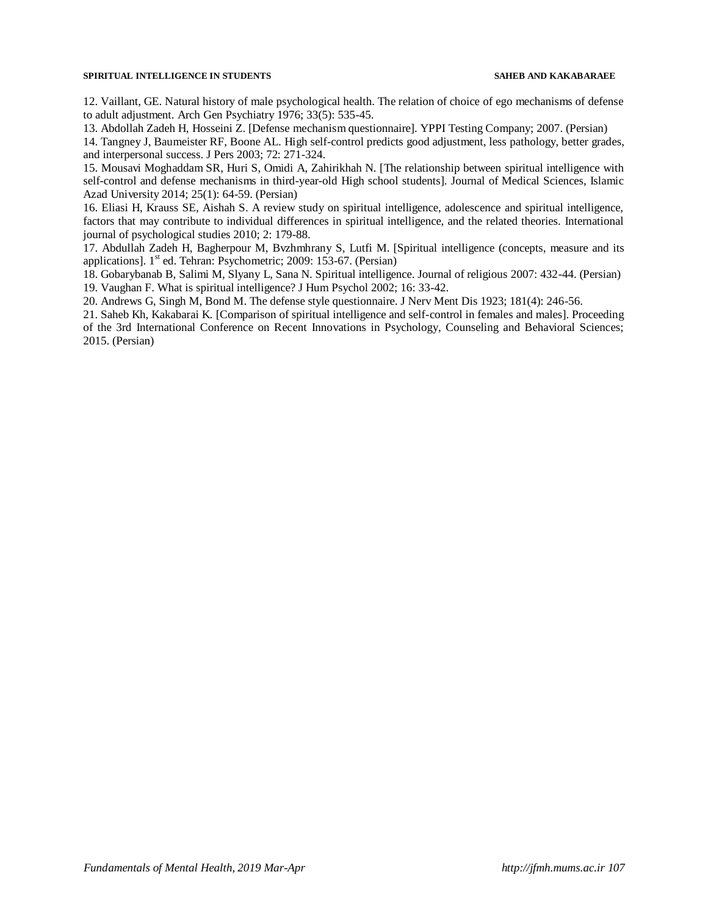12. Vaillant, GE. Natural history of male psychological health. The relation of choice of ego mechanisms of defense to adult adjustment. Arch Gen Psychiatry 1976; 33(5): 535-45.

13. Abdollah Zadeh H, Hosseini Z. [Defense mechanism questionnaire]. YPPI Testing Company; 2007. (Persian)

14. Tangney J, Baumeister RF, Boone AL. High self-control predicts good adjustment, less pathology, better grades, and interpersonal success. J Pers 2003; 72: 271-324.

15. Mousavi Moghaddam SR, Huri S, Omidi A, Zahirikhah N. [The relationship between spiritual intelligence with self-control and defense mechanisms in third-year-old High school students]. Journal of Medical Sciences, Islamic Azad University 2014; 25(1): 64-59. (Persian)

16. Eliasi H, Krauss SE, Aishah S. A review study on spiritual intelligence, adolescence and spiritual intelligence, factors that may contribute to individual differences in spiritual intelligence, and the related theories. International journal of psychological studies 2010; 2: 179-88.

17. Abdullah Zadeh H, Bagherpour M, Bvzhmhrany S, Lutfi M. [Spiritual intelligence (concepts, measure and its applications]. 1st ed. Tehran: Psychometric; 2009: 153-67. (Persian)

18. Gobarybanab B, Salimi M, Slyany L, Sana N. Spiritual intelligence. Journal of religious 2007: 432-44. (Persian)

19. Vaughan F. What is spiritual intelligence? J Hum Psychol 2002; 16: 33-42.

20. Andrews G, Singh M, Bond M. The defense style questionnaire. J Nerv Ment Dis 1923; 181(4): 246-56.

21. Saheb Kh, Kakabarai K. [Comparison of spiritual intelligence and self-control in females and males]. Proceeding of the 3rd International Conference on Recent Innovations in Psychology, Counseling and Behavioral Sciences; 2015. (Persian)